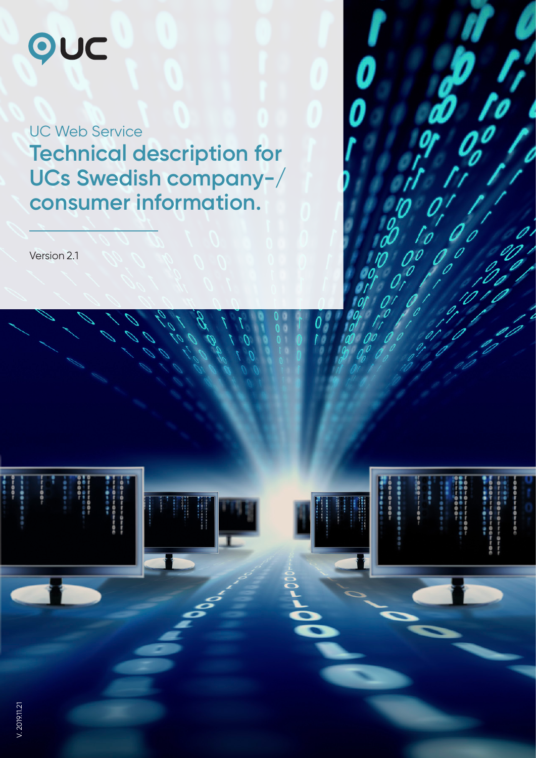UC

UC Web Service

# Technical description for UCs Swedish company-/ consumer information.

Version 2.1

V. 2019.11.21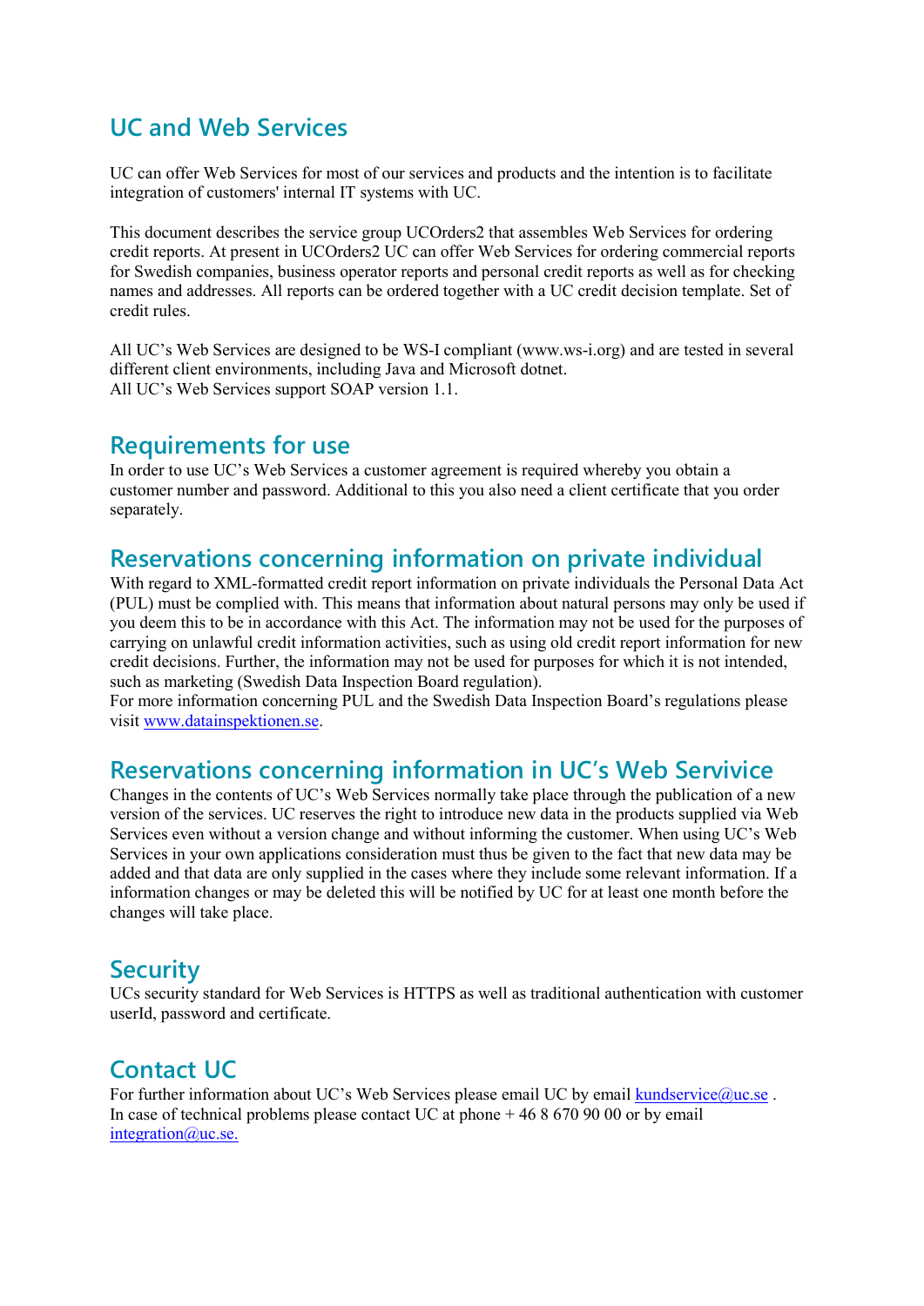## UC and Web Services

UC can offer Web Services for most of our services and products and the intention is to facilitate integration of customers' internal IT systems with UC.

This document describes the service group UCOrders2 that assembles Web Services for ordering credit reports. At present in UCOrders2 UC can offer Web Services for ordering commercial reports for Swedish companies, business operator reports and personal credit reports as well as for checking names and addresses. All reports can be ordered together with a UC credit decision template. Set of credit rules.

All UC's Web Services are designed to be WS-I compliant (www.ws-i.org) and are tested in several different client environments, including Java and Microsoft dotnet.
All UC's Web Services support SOAP version 1.1.

## Requirements for use

In order to use UC's Web Services a customer agreement is required whereby you obtain a customer number and password. Additional to this you also need a client certificate that you order separately.

## Reservations concerning information on private individual

With regard to XML-formatted credit report information on private individuals the Personal Data Act (PUL) must be complied with. This means that information about natural persons may only be used if you deem this to be in accordance with this Act. The information may not be used for the purposes of carrying on unlawful credit information activities, such as using old credit report information for new credit decisions. Further, the information may not be used for purposes for which it is not intended, such as marketing (Swedish Data Inspection Board regulation).
For more information concerning PUL and the Swedish Data Inspection Board's regulations please visit [www.datainspektionen.se](http://www.datainspektionen.se).

## Reservations concerning information in UC's Web Servivice

Changes in the contents of UC's Web Services normally take place through the publication of a new version of the services. UC reserves the right to introduce new data in the products supplied via Web Services even without a version change and without informing the customer. When using UC's Web Services in your own applications consideration must thus be given to the fact that new data may be added and that data are only supplied in the cases where they include some relevant information. If a information changes or may be deleted this will be notified by UC for at least one month before the changes will take place.

## Security

UCs security standard for Web Services is HTTPS as well as traditional authentication with customer userId, password and certificate.

## Contact UC

For further information about UC's Web Services please email UC by email [kundservice@uc.se](mailto:kundservice@uc.se) .
In case of technical problems please contact UC at phone + 46 8 670 90 00 or by email [integration@uc.se.](mailto:integration@uc.se)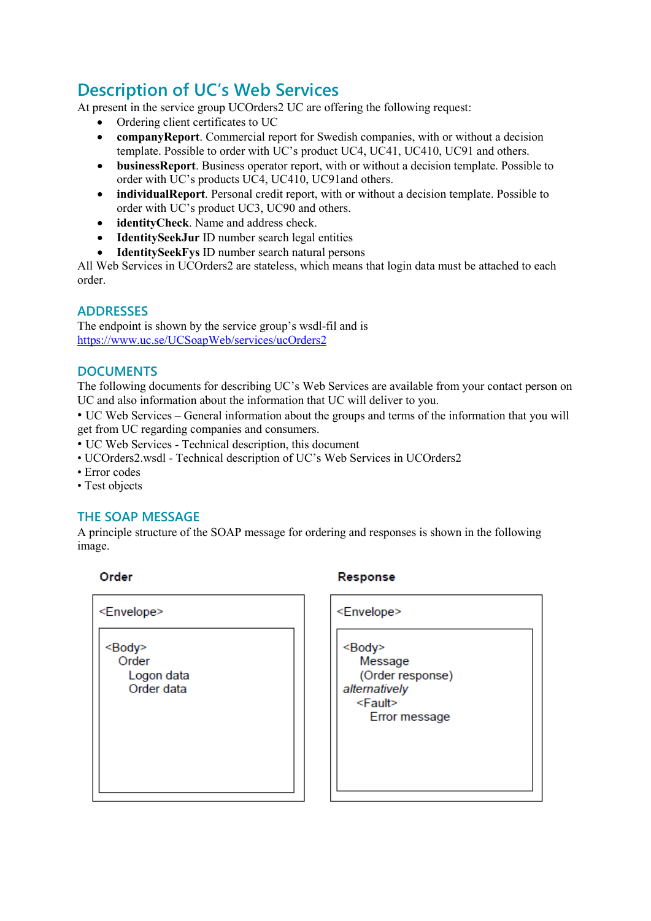# Description of UC's Web Services

At present in the service group UCOrders2 UC are offering the following request:

- Ordering client certificates to UC
- **companyReport**. Commercial report for Swedish companies, with or without a decision template. Possible to order with UC's product UC4, UC41, UC410, UC91 and others.
- **businessReport**. Business operator report, with or without a decision template. Possible to order with UC's products UC4, UC410, UC91and others.
- **individualReport**. Personal credit report, with or without a decision template. Possible to order with UC's product UC3, UC90 and others.
- **identityCheck**. Name and address check.
- **IdentitySeekJur** ID number search legal entities
- **IdentitySeekFys** ID number search natural persons

All Web Services in UCOrders2 are stateless, which means that login data must be attached to each order.

## ADDRESSES

The endpoint is shown by the service group's wsdl-fil and is
https://www.uc.se/UCSoapWeb/services/ucOrders2

## DOCUMENTS

The following documents for describing UC's Web Services are available from your contact person on UC and also information about the information that UC will deliver to you.

- UC Web Services – General information about the groups and terms of the information that you will get from UC regarding companies and consumers.
- UC Web Services - Technical description, this document
- UCOrders2.wsdl - Technical description of UC's Web Services in UCOrders2
- Error codes
- Test objects

## THE SOAP MESSAGE

A principle structure of the SOAP message for ordering and responses is shown in the following image.

**Order**

```
<Envelope>
  <Body>
    Order
      Logon data
      Order data
```

**Response**

```
<Envelope>
  <Body>
    Message
    (Order response)
  alternatively
    <Fault>
      Error message
```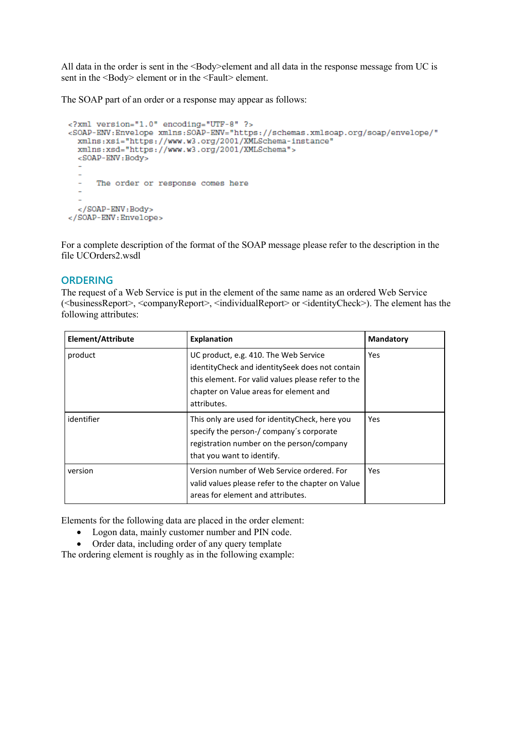All data in the order is sent in the <Body>element and all data in the response message from UC is sent in the <Body> element or in the <Fault> element.

The SOAP part of an order or a response may appear as follows:

```
<?xml version="1.0" encoding="UTF-8" ?>
<SOAP-ENV:Envelope xmlns:SOAP-ENV="https://schemas.xmlsoap.org/soap/envelope/"
  xmlns:xsi="https://www.w3.org/2001/XMLSchema-instance"
  xmlns:xsd="https://www.w3.org/2001/XMLSchema">
  <SOAP-ENV:Body>
  -
  -
  -   The order or response comes here
  -
  -
  </SOAP-ENV:Body>
</SOAP-ENV:Envelope>
```

For a complete description of the format of the SOAP message please refer to the description in the file UCOrders2.wsdl

## ORDERING

The request of a Web Service is put in the element of the same name as an ordered Web Service (<businessReport>, <companyReport>, <individualReport> or <identityCheck>). The element has the following attributes:

| Element/Attribute | Explanation | Mandatory |
|---|---|---|
| product | UC product, e.g. 410. The Web Service identityCheck and identitySeek does not contain this element. For valid values please refer to the chapter on Value areas for element and attributes. | Yes |
| identifier | This only are used for identityCheck, here you specify the person-/ company´s corporate registration number on the person/company that you want to identify. | Yes |
| version | Version number of Web Service ordered. For valid values please refer to the chapter on Value areas for element and attributes. | Yes |

Elements for the following data are placed in the order element:

- Logon data, mainly customer number and PIN code.
- Order data, including order of any query template

The ordering element is roughly as in the following example: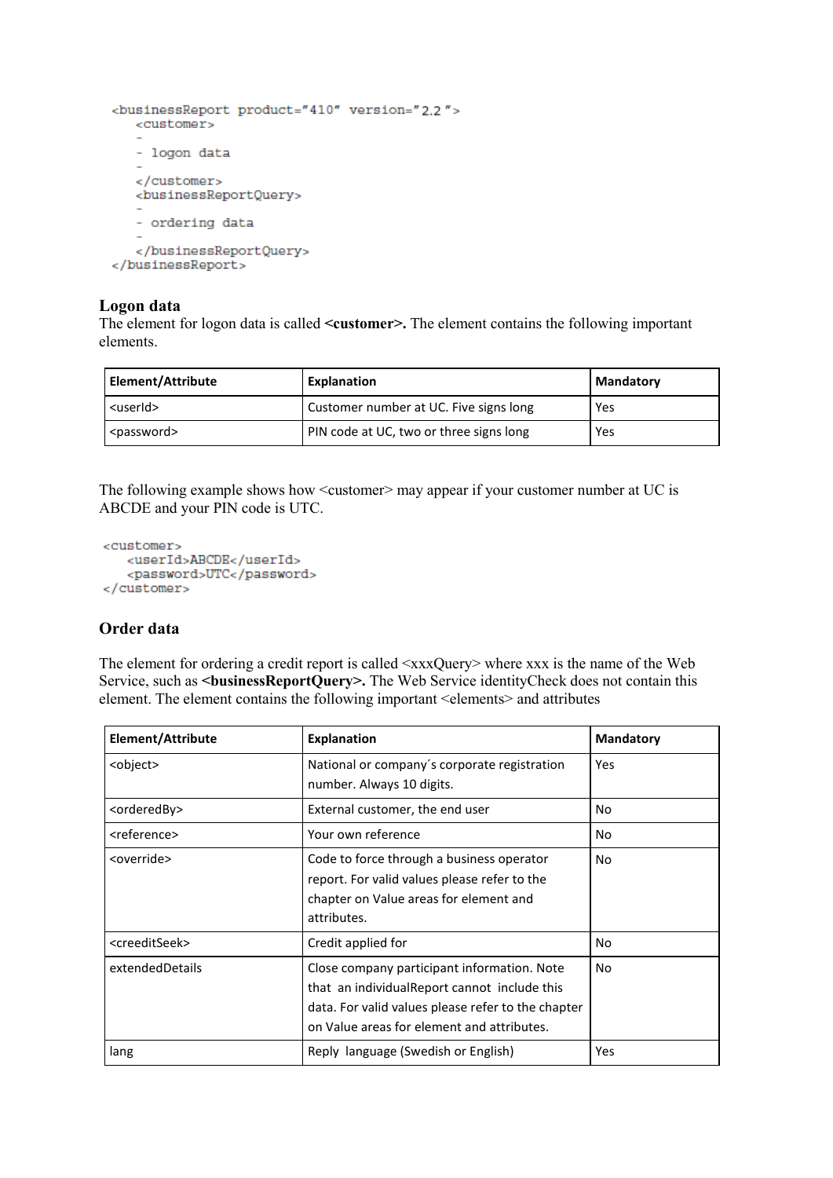```
<businessReport product="410" version="2.2 ">
   <customer>
   -
   - logon data
   -
   </customer>
   <businessReportQuery>
   -
   - ordering data
   -
   </businessReportQuery>
</businessReport>
```

### Logon data

The element for logon data is called **<customer>.** The element contains the following important elements.

| Element/Attribute | Explanation | Mandatory |
| --- | --- | --- |
| <userId> | Customer number at UC. Five signs long | Yes |
| <password> | PIN code at UC, two or three signs long | Yes |

The following example shows how <customer> may appear if your customer number at UC is ABCDE and your PIN code is UTC.

```
<customer>
   <userId>ABCDE</userId>
   <password>UTC</password>
</customer>
```

### Order data

The element for ordering a credit report is called <xxxQuery> where xxx is the name of the Web Service, such as **<businessReportQuery>.** The Web Service identityCheck does not contain this element. The element contains the following important <elements> and attributes

| Element/Attribute | Explanation | Mandatory |
| --- | --- | --- |
| <object> | National or company´s corporate registration number. Always 10 digits. | Yes |
| <orderedBy> | External customer, the end user | No |
| <reference> | Your own reference | No |
| <override> | Code to force through a business operator report. For valid values please refer to the chapter on Value areas for element and attributes. | No |
| <creeditSeek> | Credit applied for | No |
| extendedDetails | Close company participant information. Note that an individualReport cannot include this data. For valid values please refer to the chapter on Value areas for element and attributes. | No |
| lang | Reply language (Swedish or English) | Yes |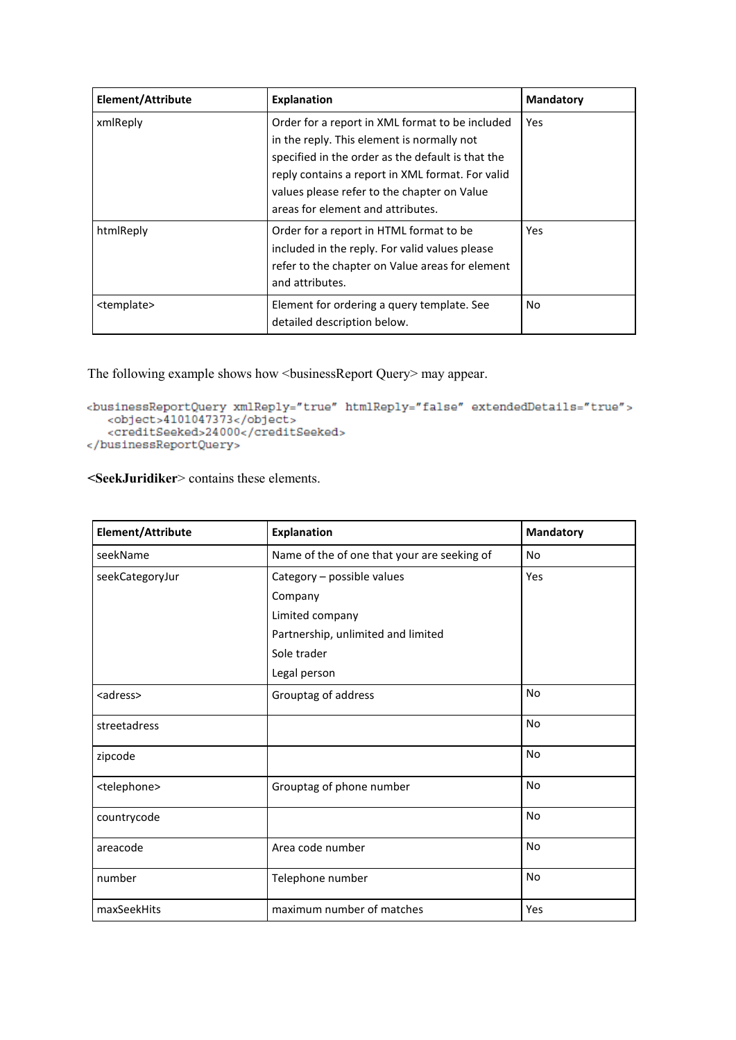| Element/Attribute | Explanation | Mandatory |
| --- | --- | --- |
| xmlReply | Order for a report in XML format to be included in the reply. This element is normally not specified in the order as the default is that the reply contains a report in XML format. For valid values please refer to the chapter on Value areas for element and attributes. | Yes |
| htmlReply | Order for a report in HTML format to be included in the reply. For valid values please refer to the chapter on Value areas for element and attributes. | Yes |
| <template> | Element for ordering a query template. See detailed description below. | No |

The following example shows how <businessReport Query> may appear.

```
<businessReportQuery xmlReply="true" htmlReply="false" extendedDetails="true">
   <object>4101047373</object>
   <creditSeeked>24000</creditSeeked>
</businessReportQuery>
```

**<SeekJuridiker>** contains these elements.

| Element/Attribute | Explanation | Mandatory |
| --- | --- | --- |
| seekName | Name of the of one that your are seeking of | No |
| seekCategoryJur | Category – possible values<br>Company<br>Limited company<br>Partnership, unlimited and limited<br>Sole trader<br>Legal person | Yes |
| <adress> | Grouptag of address | No |
| streetadress | | No |
| zipcode | | No |
| <telephone> | Grouptag of phone number | No |
| countrycode | | No |
| areacode | Area code number | No |
| number | Telephone number | No |
| maxSeekHits | maximum number of matches | Yes |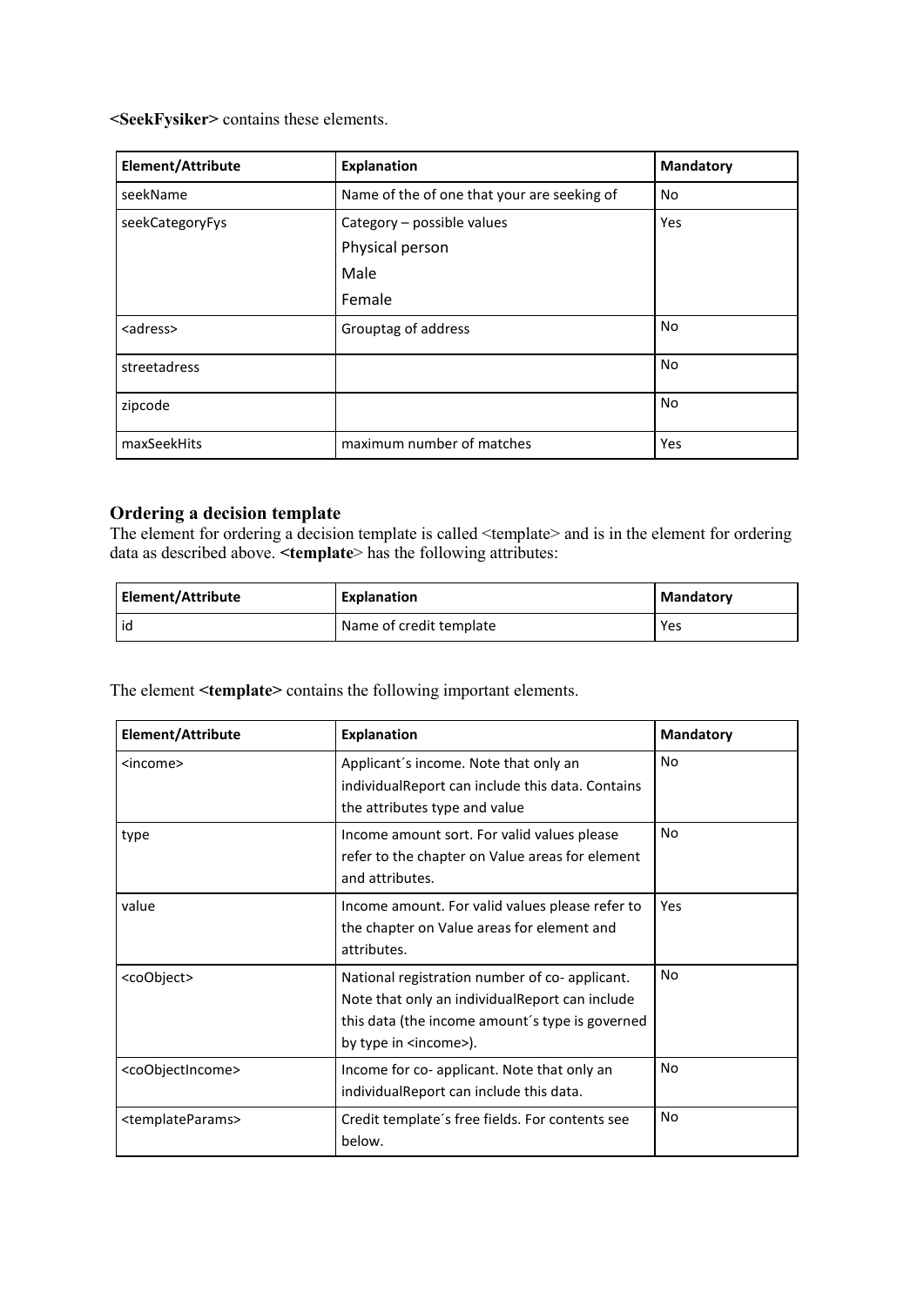**<SeekFysiker>** contains these elements.

| Element/Attribute | Explanation | Mandatory |
| --- | --- | --- |
| seekName | Name of the of one that your are seeking of | No |
| seekCategoryFys | Category – possible values<br>Physical person<br>Male<br>Female | Yes |
| <adress> | Grouptag of address | No |
| streetadress | | No |
| zipcode | | No |
| maxSeekHits | maximum number of matches | Yes |

### Ordering a decision template

The element for ordering a decision template is called <template> and is in the element for ordering data as described above. **<template>** has the following attributes:

| Element/Attribute | Explanation | Mandatory |
| --- | --- | --- |
| id | Name of credit template | Yes |

The element **<template>** contains the following important elements.

| Element/Attribute | Explanation | Mandatory |
| --- | --- | --- |
| <income> | Applicant´s income. Note that only an individualReport can include this data. Contains the attributes type and value | No |
| type | Income amount sort. For valid values please refer to the chapter on Value areas for element and attributes. | No |
| value | Income amount. For valid values please refer to the chapter on Value areas for element and attributes. | Yes |
| <coObject> | National registration number of co- applicant. Note that only an individualReport can include this data (the income amount´s type is governed by type in <income>). | No |
| <coObjectIncome> | Income for co- applicant. Note that only an individualReport can include this data. | No |
| <templateParams> | Credit template´s free fields. For contents see below. | No |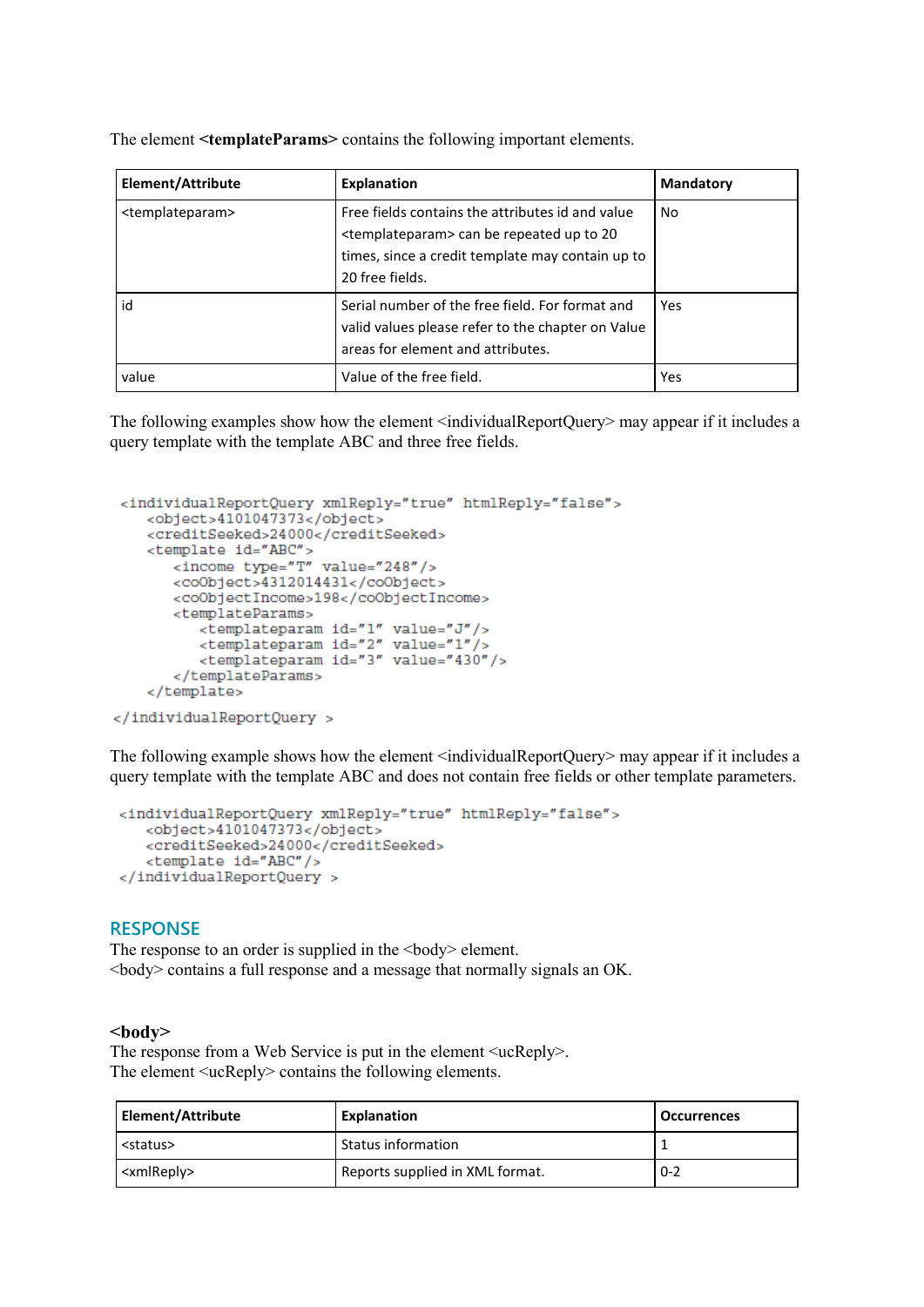The element **<templateParams>** contains the following important elements.

| Element/Attribute | Explanation | Mandatory |
| --- | --- | --- |
| <templateparam> | Free fields contains the attributes id and value <templateparam> can be repeated up to 20 times, since a credit template may contain up to 20 free fields. | No |
| id | Serial number of the free field. For format and valid values please refer to the chapter on Value areas for element and attributes. | Yes |
| value | Value of the free field. | Yes |

The following examples show how the element <individualReportQuery> may appear if it includes a query template with the template ABC and three free fields.

```
<individualReportQuery xmlReply="true" htmlReply="false">
    <object>4101047373</object>
    <creditSeeked>24000</creditSeeked>
    <template id="ABC">
        <income type="T" value="248"/>
        <coObject>4312014431</coObject>
        <coObjectIncome>198</coObjectIncome>
        <templateParams>
            <templateparam id="1" value="J"/>
            <templateparam id="2" value="1"/>
            <templateparam id="3" value="430"/>
        </templateParams>
    </template>
</individualReportQuery >
```

The following example shows how the element <individualReportQuery> may appear if it includes a query template with the template ABC and does not contain free fields or other template parameters.

```
<individualReportQuery xmlReply="true" htmlReply="false">
    <object>4101047373</object>
    <creditSeeked>24000</creditSeeked>
    <template id="ABC"/>
</individualReportQuery >
```

## RESPONSE

The response to an order is supplied in the <body> element.
<body> contains a full response and a message that normally signals an OK.

### <body>

The response from a Web Service is put in the element <ucReply>.
The element <ucReply> contains the following elements.

| Element/Attribute | Explanation | Occurrences |
| --- | --- | --- |
| <status> | Status information | 1 |
| <xmlReply> | Reports supplied in XML format. | 0-2 |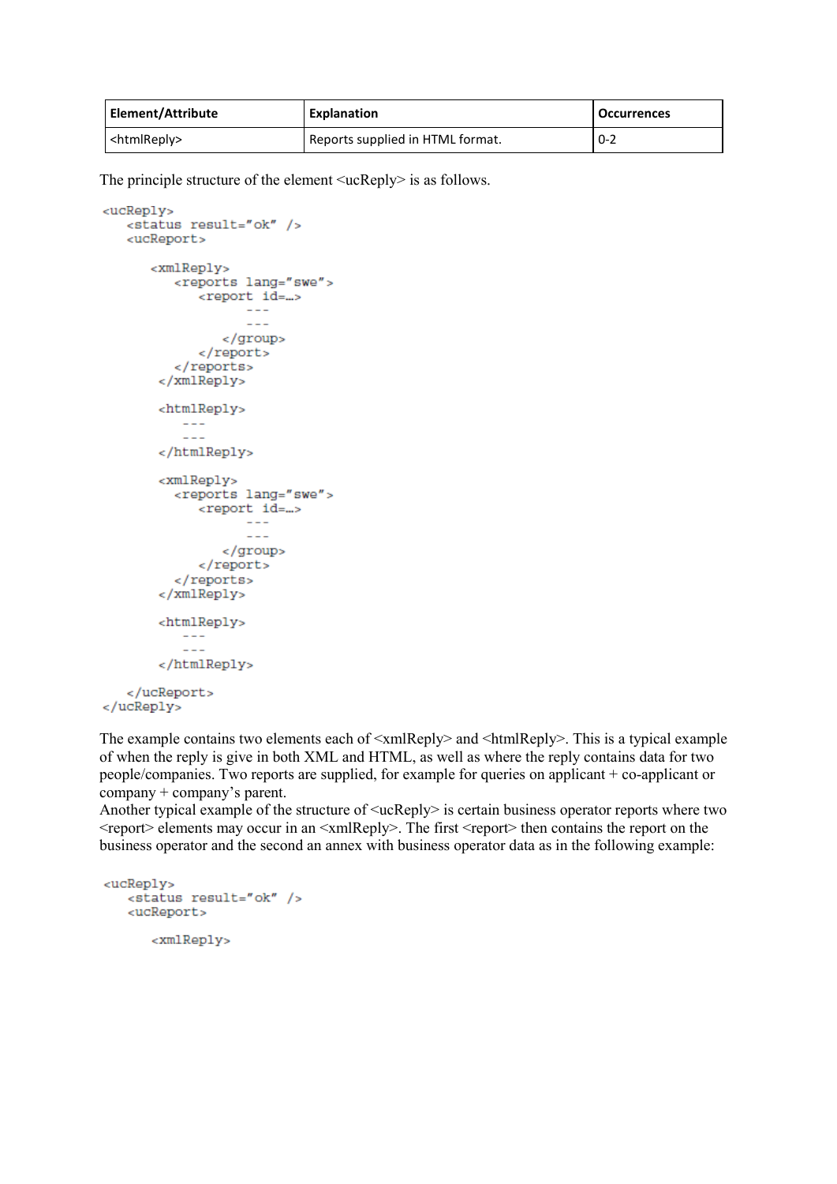| Element/Attribute | Explanation | Occurrences |
| --- | --- | --- |
| <htmlReply> | Reports supplied in HTML format. | 0-2 |

The principle structure of the element <ucReply> is as follows.

```
<ucReply>
   <status result="ok" />
   <ucReport>

      <xmlReply>
         <reports lang="swe">
            <report id=…>
               ---
               ---
               </group>
            </report>
         </reports>
       </xmlReply>

       <htmlReply>
          ---
          ---
       </htmlReply>

       <xmlReply>
         <reports lang="swe">
            <report id=…>
               ---
               ---
               </group>
            </report>
         </reports>
       </xmlReply>

       <htmlReply>
          ---
          ---
       </htmlReply>

   </ucReport>
</ucReply>
```

The example contains two elements each of <xmlReply> and <htmlReply>. This is a typical example of when the reply is give in both XML and HTML, as well as where the reply contains data for two people/companies. Two reports are supplied, for example for queries on applicant + co-applicant or company + company's parent.
Another typical example of the structure of <ucReply> is certain business operator reports where two <report> elements may occur in an <xmlReply>. The first <report> then contains the report on the business operator and the second an annex with business operator data as in the following example:

```
<ucReply>
   <status result="ok" />
   <ucReport>

      <xmlReply>
```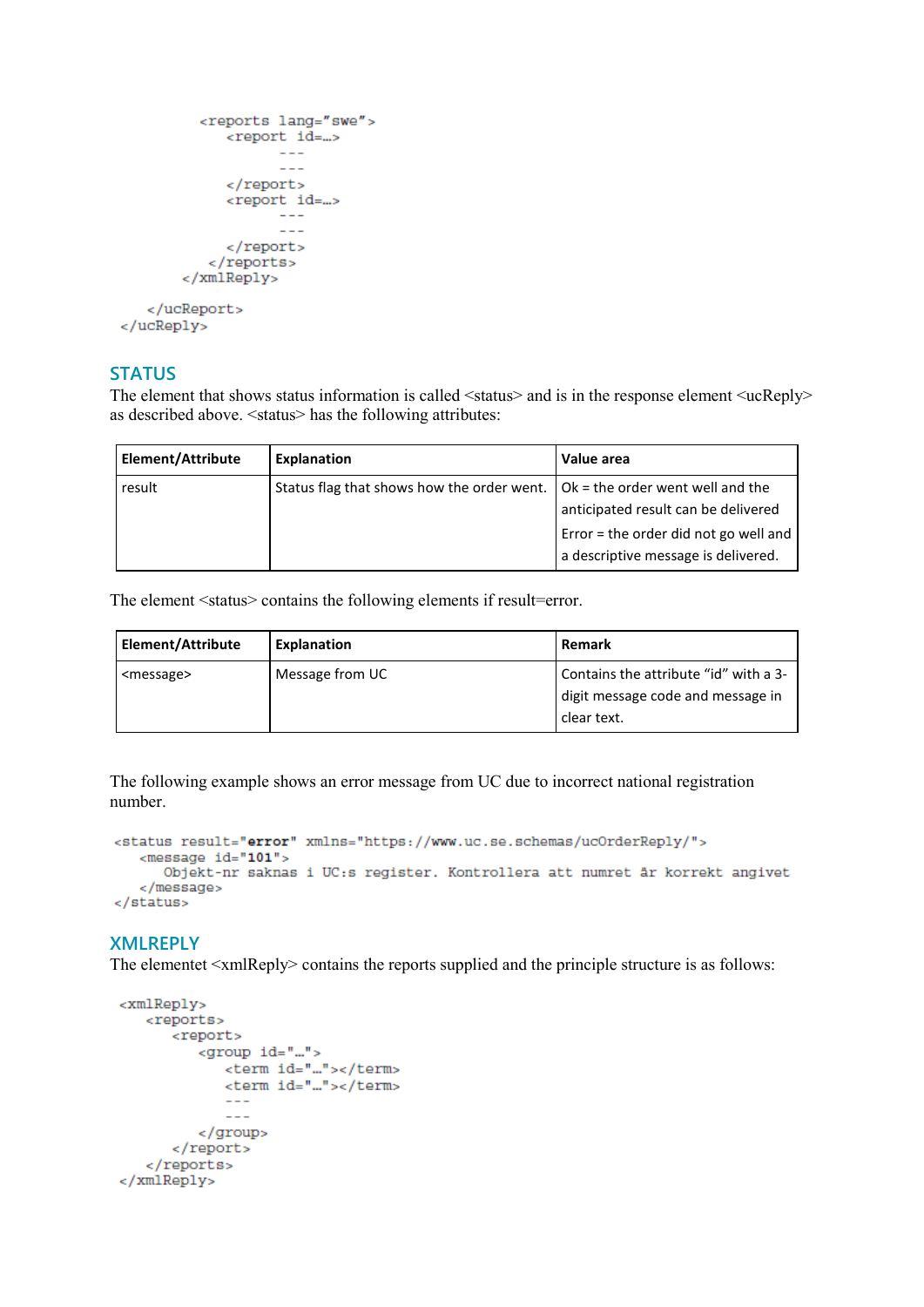```
        <reports lang="swe">
           <report id=…>
              ---
              ---
           </report>
           <report id=…>
              ---
              ---
           </report>
        </reports>
     </xmlReply>

  </ucReport>
</ucReply>
```

## STATUS

The element that shows status information is called <status> and is in the response element <ucReply> as described above. <status> has the following attributes:

| Element/Attribute | Explanation | Value area |
|---|---|---|
| result | Status flag that shows how the order went. | Ok = the order went well and the anticipated result can be delivered<br>Error = the order did not go well and a descriptive message is delivered. |

The element <status> contains the following elements if result=error.

| Element/Attribute | Explanation | Remark |
|---|---|---|
| <message> | Message from UC | Contains the attribute "id" with a 3-digit message code and message in clear text. |

The following example shows an error message from UC due to incorrect national registration number.

```
<status result="error" xmlns="https://www.uc.se.schemas/ucOrderReply/">
   <message id="101">
      Objekt-nr saknas i UC:s register. Kontrollera att numret är korrekt angivet
   </message>
</status>
```

## XMLREPLY

The elementet <xmlReply> contains the reports supplied and the principle structure is as follows:

```
<xmlReply>
   <reports>
      <report>
         <group id="…">
            <term id="…"></term>
            <term id="…"></term>
            ---
            ---
         </group>
      </report>
   </reports>
</xmlReply>
```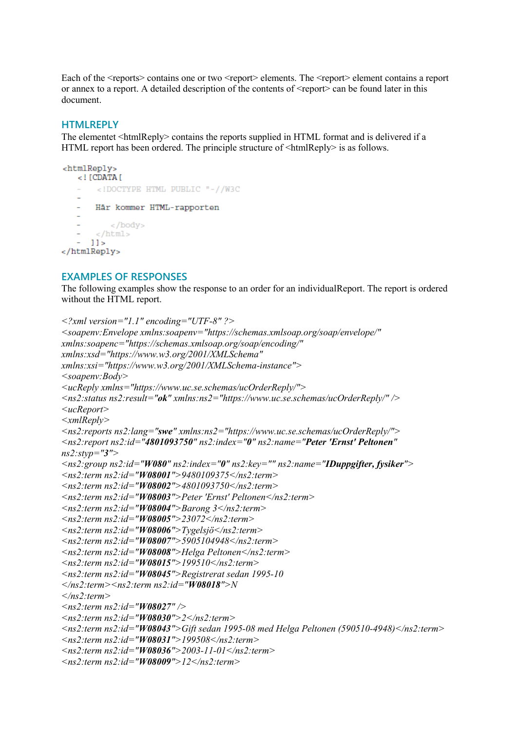Each of the <reports> contains one or two <report> elements. The <report> element contains a report or annex to a report. A detailed description of the contents of <report> can be found later in this document.

## HTMLREPLY

The elementet <htmlReply> contains the reports supplied in HTML format and is delivered if a HTML report has been ordered. The principle structure of <htmlReply> is as follows.

```
<htmlReply>
   <![CDATA[
   -    <!DOCTYPE HTML PUBLIC "-//W3C
   -
   -    Här kommer HTML-rapporten
   -
   -       </body>
   -    </html>
   -  ]]>
</htmlReply>
```

## EXAMPLES OF RESPONSES

The following examples show the response to an order for an individualReport. The report is ordered without the HTML report.

```
<?xml version="1.1" encoding="UTF-8" ?>
<soapenv:Envelope xmlns:soapenv="https://schemas.xmlsoap.org/soap/envelope/"
xmlns:soapenc="https://schemas.xmlsoap.org/soap/encoding/"
xmlns:xsd="https://www.w3.org/2001/XMLSchema"
xmlns:xsi="https://www.w3.org/2001/XMLSchema-instance">
<soapenv:Body>
<ucReply xmlns="https://www.uc.se.schemas/ucOrderReply/">
<ns2:status ns2:result="ok" xmlns:ns2="https://www.uc.se.schemas/ucOrderReply/" />
<ucReport>
<xmlReply>
<ns2:reports ns2:lang="swe" xmlns:ns2="https://www.uc.se.schemas/ucOrderReply/">
<ns2:report ns2:id="4801093750" ns2:index="0" ns2:name="Peter 'Ernst' Peltonen"
ns2:styp="3">
<ns2:group ns2:id="W080" ns2:index="0" ns2:key="" ns2:name="IDuppgifter, fysiker">
<ns2:term ns2:id="W08001">9480109375</ns2:term>
<ns2:term ns2:id="W08002">4801093750</ns2:term>
<ns2:term ns2:id="W08003">Peter 'Ernst' Peltonen</ns2:term>
<ns2:term ns2:id="W08004">Barong 3</ns2:term>
<ns2:term ns2:id="W08005">23072</ns2:term>
<ns2:term ns2:id="W08006">Tygelsjö</ns2:term>
<ns2:term ns2:id="W08007">5905104948</ns2:term>
<ns2:term ns2:id="W08008">Helga Peltonen</ns2:term>
<ns2:term ns2:id="W08015">199510</ns2:term>
<ns2:term ns2:id="W08045">Registrerat sedan 1995-10
</ns2:term><ns2:term ns2:id="W08018">N
</ns2:term>
<ns2:term ns2:id="W08027" />
<ns2:term ns2:id="W08030">2</ns2:term>
<ns2:term ns2:id="W08043">Gift sedan 1995-08 med Helga Peltonen (590510-4948)</ns2:term>
<ns2:term ns2:id="W08031">199508</ns2:term>
<ns2:term ns2:id="W08036">2003-11-01</ns2:term>
<ns2:term ns2:id="W08009">12</ns2:term>
```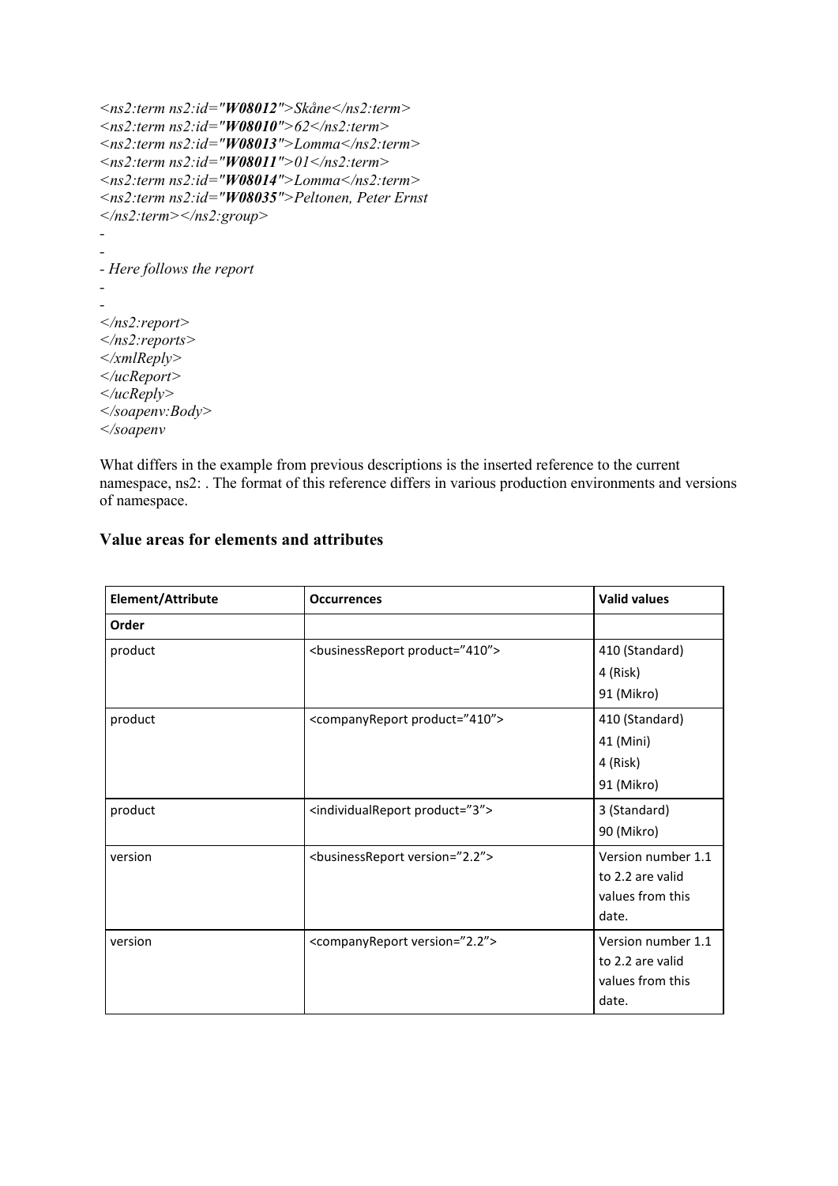```
<ns2:term ns2:id="W08012">Skåne</ns2:term>
<ns2:term ns2:id="W08010">62</ns2:term>
<ns2:term ns2:id="W08013">Lomma</ns2:term>
<ns2:term ns2:id="W08011">01</ns2:term>
<ns2:term ns2:id="W08014">Lomma</ns2:term>
<ns2:term ns2:id="W08035">Peltonen, Peter Ernst
</ns2:term></ns2:group>
-
-
- Here follows the report
-
-
</ns2:report>
</ns2:reports>
</xmlReply>
</ucReport>
</ucReply>
</soapenv:Body>
</soapenv
```

What differs in the example from previous descriptions is the inserted reference to the current namespace, ns2: . The format of this reference differs in various production environments and versions of namespace.

### Value areas for elements and attributes

| Element/Attribute | Occurrences | Valid values |
|---|---|---|
| **Order** | | |
| product | <businessReport product="410"> | 410 (Standard)<br>4 (Risk)<br>91 (Mikro) |
| product | <companyReport product="410"> | 410 (Standard)<br>41 (Mini)<br>4 (Risk)<br>91 (Mikro) |
| product | <individualReport product="3"> | 3 (Standard)<br>90 (Mikro) |
| version | <businessReport version="2.2"> | Version number 1.1 to 2.2 are valid values from this date. |
| version | <companyReport version="2.2"> | Version number 1.1 to 2.2 are valid values from this date. |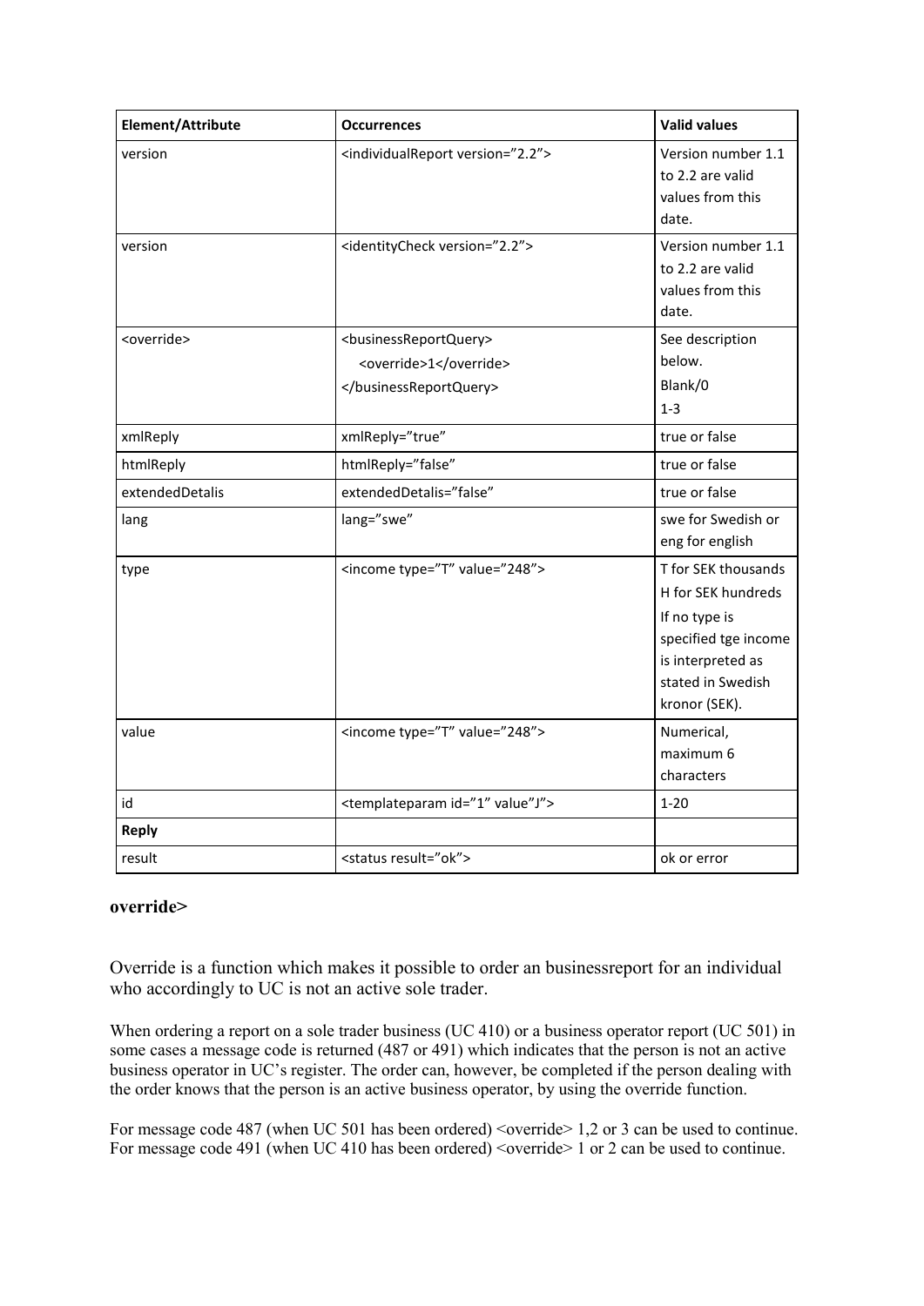| Element/Attribute | Occurrences | Valid values |
| --- | --- | --- |
| version | <individualReport version=”2.2”> | Version number 1.1 to 2.2 are valid values from this date. |
| version | <identityCheck version=”2.2”> | Version number 1.1 to 2.2 are valid values from this date. |
| <override> | <businessReportQuery> <override>1</override> </businessReportQuery> | See description below. Blank/0 1-3 |
| xmlReply | xmlReply=”true” | true or false |
| htmlReply | htmlReply=”false” | true or false |
| extendedDetalis | extendedDetalis=”false” | true or false |
| lang | lang=”swe” | swe for Swedish or eng for english |
| type | <income type=”T” value=”248”> | T for SEK thousands H for SEK hundreds If no type is specified tge income is interpreted as stated in Swedish kronor (SEK). |
| value | <income type=”T” value=”248”> | Numerical, maximum 6 characters |
| id | <templateparam id=”1” value”J”> | 1-20 |
| **Reply** | | |
| result | <status result=”ok”> | ok or error |

**override>**

Override is a function which makes it possible to order an businessreport for an individual who accordingly to UC is not an active sole trader.

When ordering a report on a sole trader business (UC 410) or a business operator report (UC 501) in some cases a message code is returned (487 or 491) which indicates that the person is not an active business operator in UC’s register. The order can, however, be completed if the person dealing with the order knows that the person is an active business operator, by using the override function.

For message code 487 (when UC 501 has been ordered) <override> 1,2 or 3 can be used to continue.
For message code 491 (when UC 410 has been ordered) <override> 1 or 2 can be used to continue.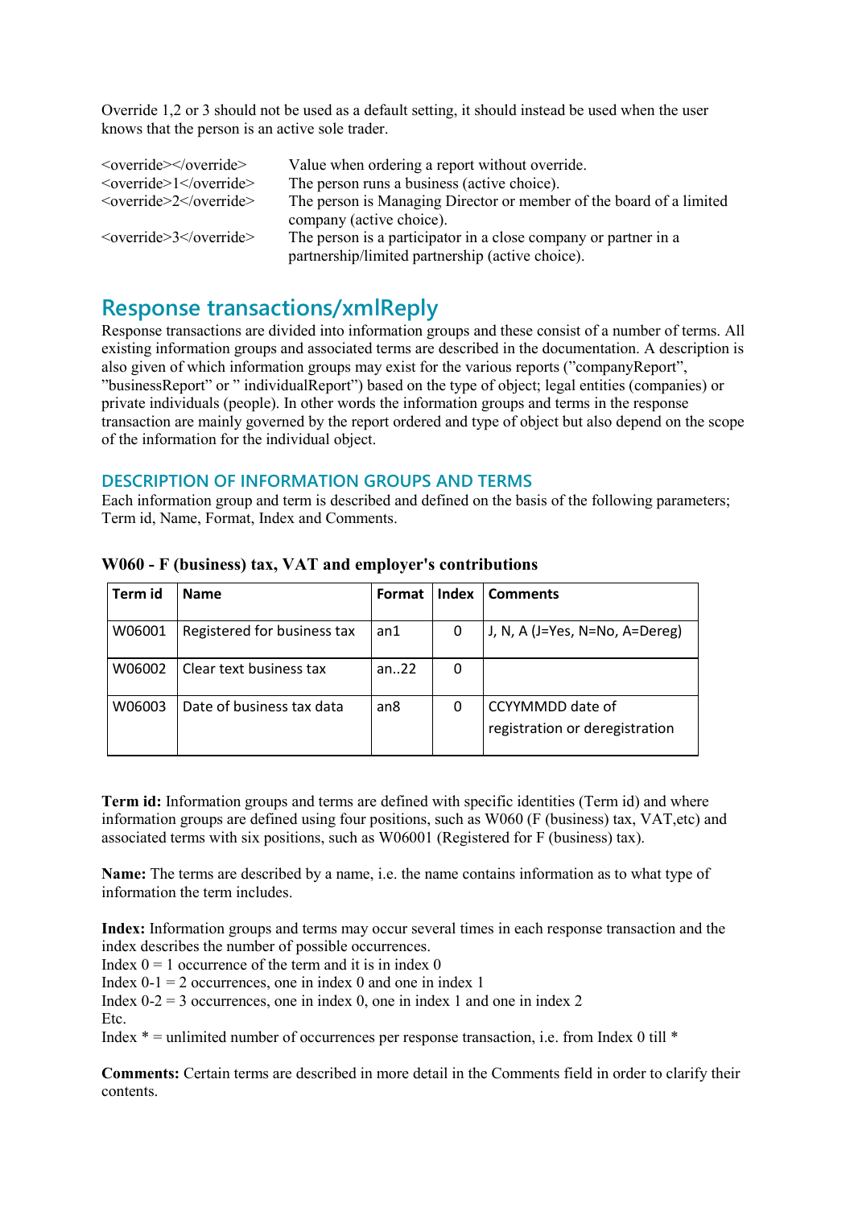Override 1,2 or 3 should not be used as a default setting, it should instead be used when the user knows that the person is an active sole trader.

| | |
|---|---|
| `<override></override>` | Value when ordering a report without override. |
| `<override>1</override>` | The person runs a business (active choice). |
| `<override>2</override>` | The person is Managing Director or member of the board of a limited company (active choice). |
| `<override>3</override>` | The person is a participator in a close company or partner in a partnership/limited partnership (active choice). |

## Response transactions/xmlReply

Response transactions are divided into information groups and these consist of a number of terms. All existing information groups and associated terms are described in the documentation. A description is also given of which information groups may exist for the various reports (”companyReport”, ”businessReport” or ” individualReport”) based on the type of object; legal entities (companies) or private individuals (people). In other words the information groups and terms in the response transaction are mainly governed by the report ordered and type of object but also depend on the scope of the information for the individual object.

### DESCRIPTION OF INFORMATION GROUPS AND TERMS

Each information group and term is described and defined on the basis of the following parameters; Term id, Name, Format, Index and Comments.

**W060 - F (business) tax, VAT and employer's contributions**

| Term id | Name | Format | Index | Comments |
|---|---|---|---|---|
| W06001 | Registered for business tax | an1 | 0 | J, N, A (J=Yes, N=No, A=Dereg) |
| W06002 | Clear text business tax | an..22 | 0 | |
| W06003 | Date of business tax data | an8 | 0 | CCYYMMDD date of registration or deregistration |

**Term id:** Information groups and terms are defined with specific identities (Term id) and where information groups are defined using four positions, such as W060 (F (business) tax, VAT,etc) and associated terms with six positions, such as W06001 (Registered for F (business) tax).

**Name:** The terms are described by a name, i.e. the name contains information as to what type of information the term includes.

**Index:** Information groups and terms may occur several times in each response transaction and the index describes the number of possible occurrences.
Index 0 = 1 occurrence of the term and it is in index 0
Index 0-1 = 2 occurrences, one in index 0 and one in index 1
Index 0-2 = 3 occurrences, one in index 0, one in index 1 and one in index 2
Etc.
Index * = unlimited number of occurrences per response transaction, i.e. from Index 0 till *

**Comments:** Certain terms are described in more detail in the Comments field in order to clarify their contents.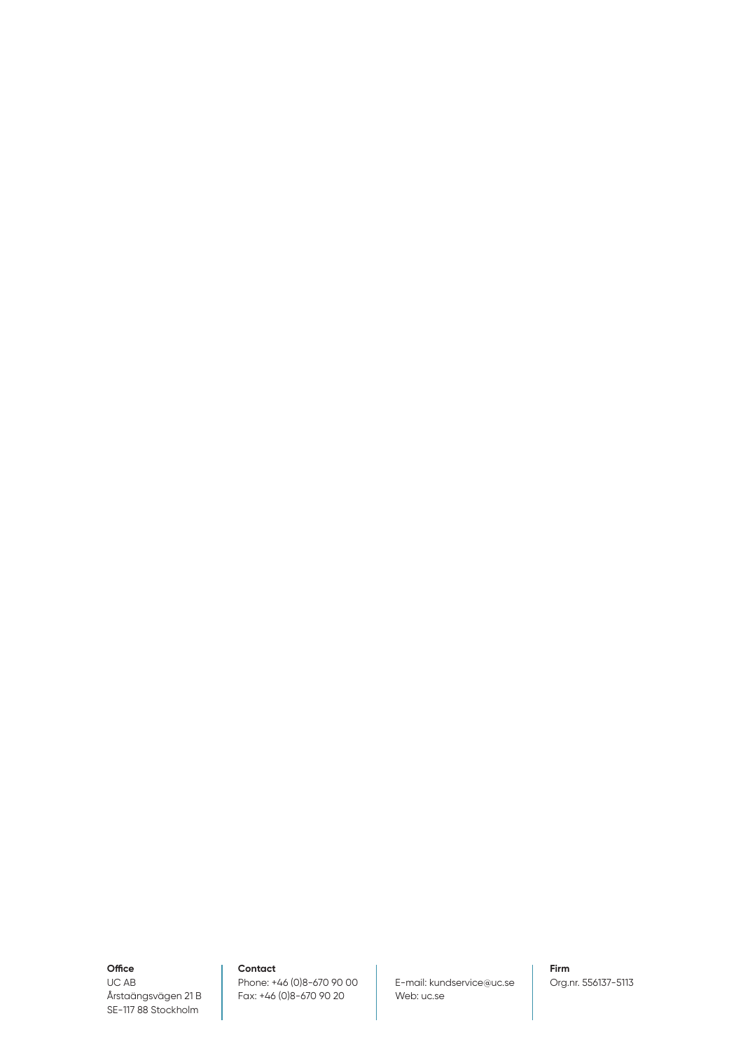**Office**
UC AB
Årstaängsvägen 21 B
SE-117 88 Stockholm

**Contact**
Phone: +46 (0)8-670 90 00
Fax: +46 (0)8-670 90 20

E-mail: kundservice@uc.se
Web: uc.se

**Firm**
Org.nr. 556137-5113